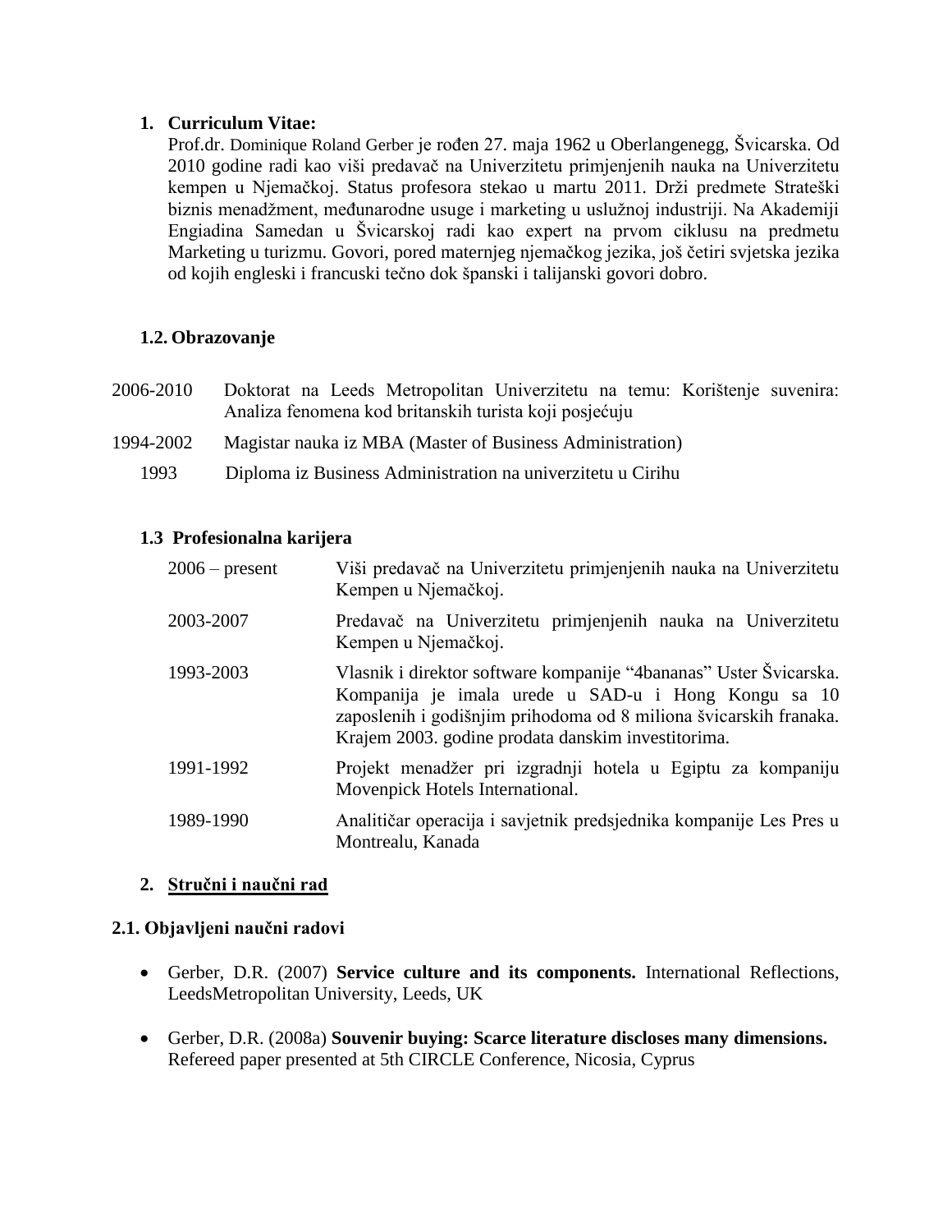## 1. Curriculum Vitae:

Prof.dr. Dominique Roland Gerber je rođen 27. maja 1962 u Oberlangenegg, Švicarska. Od 2010 godine radi kao viši predavač na Univerzitetu primjenjenih nauka na Univerzitetu kempen u Njemačkoj. Status profesora stekao u martu 2011. Drži predmete Strateški biznis menadžment, međunarodne usuge i marketing u uslužnoj industriji. Na Akademiji Engiadina Samedan u Švicarskoj radi kao expert na prvom ciklusu na predmetu Marketing u turizmu. Govori, pored maternjeg njemačkog jezika, još četiri svjetska jezika od kojih engleski i francuski tečno dok španski i talijanski govori dobro.

### 1.2. Obrazovanje

| | |
|---|---|
| 2006-2010 | Doktorat na Leeds Metropolitan Univerzitetu na temu: Korištenje suvenira: Analiza fenomena kod britanskih turista koji posjećuju |
| 1994-2002 | Magistar nauka iz MBA (Master of Business Administration) |
| 1993 | Diploma iz Business Administration na univerzitetu u Cirihu |

### 1.3 Profesionalna karijera

| | |
|---|---|
| 2006 – present | Viši predavač na Univerzitetu primjenjenih nauka na Univerzitetu Kempen u Njemačkoj. |
| 2003-2007 | Predavač na Univerzitetu primjenjenih nauka na Univerzitetu Kempen u Njemačkoj. |
| 1993-2003 | Vlasnik i direktor software kompanije "4bananas" Uster Švicarska. Kompanija je imala urede u SAD-u i Hong Kongu sa 10 zaposlenih i godišnjim prihodoma od 8 miliona švicarskih franaka. Krajem 2003. godine prodata danskim investitorima. |
| 1991-1992 | Projekt menadžer pri izgradnji hotela u Egiptu za kompaniju Movenpick Hotels International. |
| 1989-1990 | Analitičar operacija i savjetnik predsjednika kompanije Les Pres u Montrealu, Kanada |

## 2. Stručni i naučni rad

### 2.1. Objavljeni naučni radovi

- Gerber, D.R. (2007) **Service culture and its components.** International Reflections, LeedsMetropolitan University, Leeds, UK
- Gerber, D.R. (2008a) **Souvenir buying: Scarce literature discloses many dimensions.** Refereed paper presented at 5th CIRCLE Conference, Nicosia, Cyprus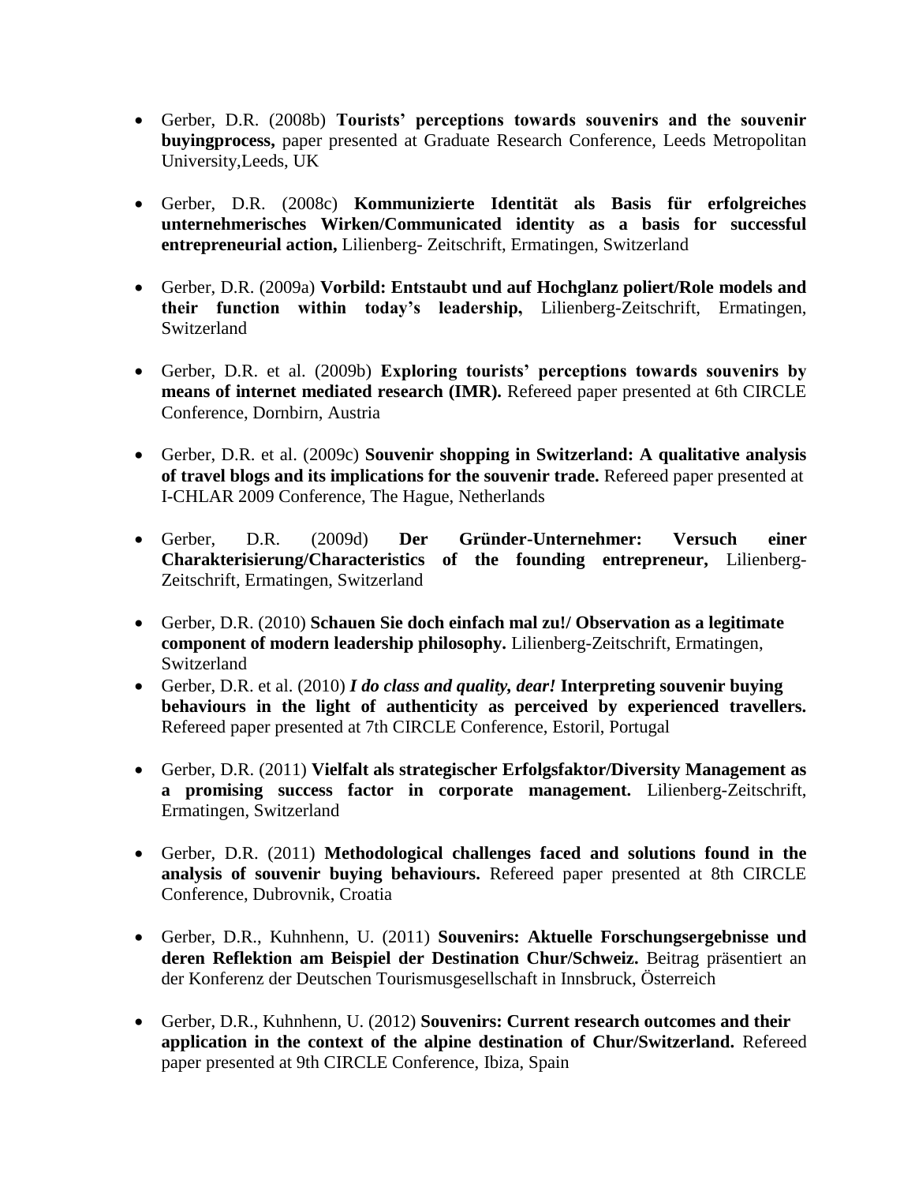- Gerber, D.R. (2008b) **Tourists' perceptions towards souvenirs and the souvenir buyingprocess,** paper presented at Graduate Research Conference, Leeds Metropolitan University,Leeds, UK

- Gerber, D.R. (2008c) **Kommunizierte Identität als Basis für erfolgreiches unternehmerisches Wirken/Communicated identity as a basis for successful entrepreneurial action,** Lilienberg- Zeitschrift, Ermatingen, Switzerland

- Gerber, D.R. (2009a) **Vorbild: Entstaubt und auf Hochglanz poliert/Role models and their function within today's leadership,** Lilienberg-Zeitschrift, Ermatingen, Switzerland

- Gerber, D.R. et al. (2009b) **Exploring tourists' perceptions towards souvenirs by means of internet mediated research (IMR).** Refereed paper presented at 6th CIRCLE Conference, Dornbirn, Austria

- Gerber, D.R. et al. (2009c) **Souvenir shopping in Switzerland: A qualitative analysis of travel blogs and its implications for the souvenir trade.** Refereed paper presented at I-CHLAR 2009 Conference, The Hague, Netherlands

- Gerber, D.R. (2009d) **Der Gründer-Unternehmer: Versuch einer Charakterisierung/Characteristics of the founding entrepreneur,** Lilienberg-Zeitschrift, Ermatingen, Switzerland

- Gerber, D.R. (2010) **Schauen Sie doch einfach mal zu!/ Observation as a legitimate component of modern leadership philosophy.** Lilienberg-Zeitschrift, Ermatingen, Switzerland
- Gerber, D.R. et al. (2010) ***I do class and quality, dear!*** **Interpreting souvenir buying behaviours in the light of authenticity as perceived by experienced travellers.** Refereed paper presented at 7th CIRCLE Conference, Estoril, Portugal

- Gerber, D.R. (2011) **Vielfalt als strategischer Erfolgsfaktor/Diversity Management as a promising success factor in corporate management.** Lilienberg-Zeitschrift, Ermatingen, Switzerland

- Gerber, D.R. (2011) **Methodological challenges faced and solutions found in the analysis of souvenir buying behaviours.** Refereed paper presented at 8th CIRCLE Conference, Dubrovnik, Croatia

- Gerber, D.R., Kuhnhenn, U. (2011) **Souvenirs: Aktuelle Forschungsergebnisse und deren Reflektion am Beispiel der Destination Chur/Schweiz.** Beitrag präsentiert an der Konferenz der Deutschen Tourismusgesellschaft in Innsbruck, Österreich

- Gerber, D.R., Kuhnhenn, U. (2012) **Souvenirs: Current research outcomes and their application in the context of the alpine destination of Chur/Switzerland.** Refereed paper presented at 9th CIRCLE Conference, Ibiza, Spain